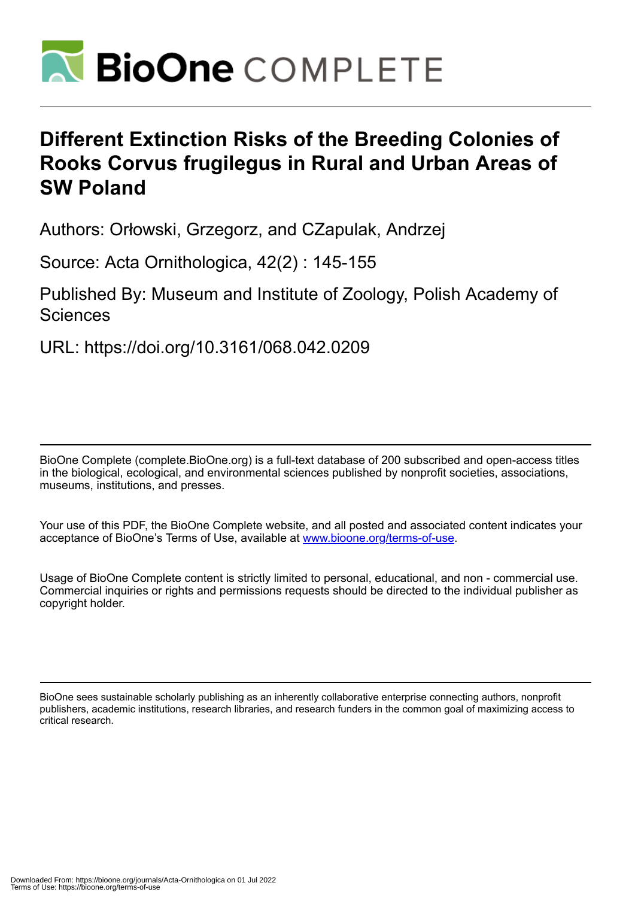# Different Extinction Risks of the Breeding Colonies of Rooks Corvus frugilegus in Rural and Urban Areas of SW Poland

Authors: Orłowski, Grzegorz, and CZapulak, Andrzej

Source: Acta Ornithologica, 42(2) : 145-155

Published By: Museum and Institute of Zoology, Polish Academy of Sciences

URL: https://doi.org/10.3161/068.042.0209

BioOne Complete (complete.BioOne.org) is a full-text database of 200 subscribed and open-access titles in the biological, ecological, and environmental sciences published by nonprofit societies, associations, museums, institutions, and presses.

Your use of this PDF, the BioOne Complete website, and all posted and associated content indicates your acceptance of BioOne's Terms of Use, available at www.bioone.org/terms-of-use.

Usage of BioOne Complete content is strictly limited to personal, educational, and non - commercial use. Commercial inquiries or rights and permissions requests should be directed to the individual publisher as copyright holder.

BioOne sees sustainable scholarly publishing as an inherently collaborative enterprise connecting authors, nonprofit publishers, academic institutions, research libraries, and research funders in the common goal of maximizing access to critical research.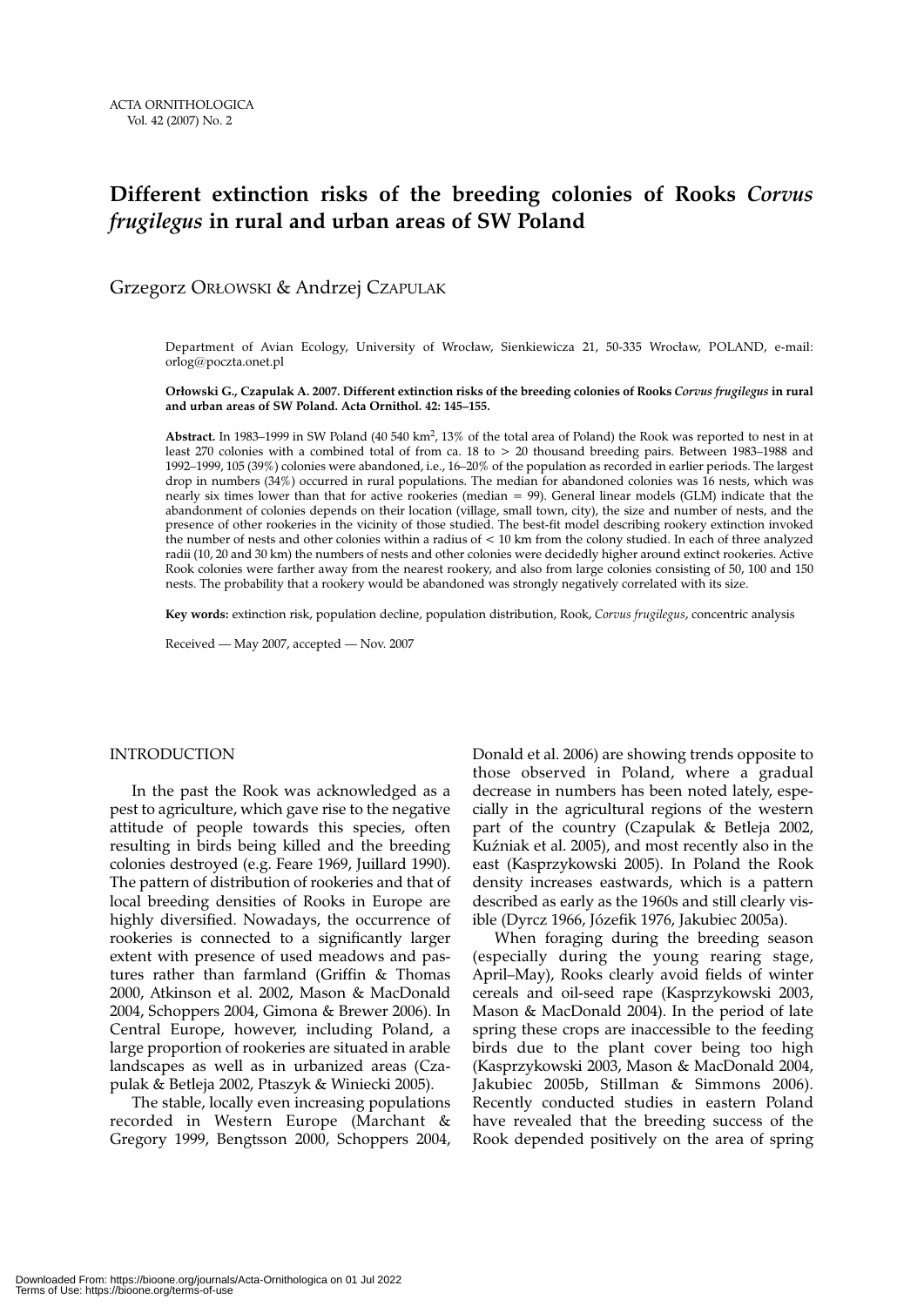ACTA ORNITHOLOGICA
Vol. 42 (2007) No. 2

# Different extinction risks of the breeding colonies of Rooks *Corvus frugilegus* in rural and urban areas of SW Poland

Grzegorz ORŁOWSKI & Andrzej CZAPULAK

Department of Avian Ecology, University of Wrocław, Sienkiewicza 21, 50-335 Wrocław, POLAND, e-mail: orlog@poczta.onet.pl

**Orłowski G., Czapulak A. 2007. Different extinction risks of the breeding colonies of Rooks *Corvus frugilegus* in rural and urban areas of SW Poland. Acta Ornithol. 42: 145–155.**

**Abstract.** In 1983–1999 in SW Poland (40 540 km$^2$, 13% of the total area of Poland) the Rook was reported to nest in at least 270 colonies with a combined total of from ca. 18 to > 20 thousand breeding pairs. Between 1983–1988 and 1992–1999, 105 (39%) colonies were abandoned, i.e., 16–20% of the population as recorded in earlier periods. The largest drop in numbers (34%) occurred in rural populations. The median for abandoned colonies was 16 nests, which was nearly six times lower than that for active rookeries (median = 99). General linear models (GLM) indicate that the abandonment of colonies depends on their location (village, small town, city), the size and number of nests, and the presence of other rookeries in the vicinity of those studied. The best-fit model describing rookery extinction invoked the number of nests and other colonies within a radius of < 10 km from the colony studied. In each of three analyzed radii (10, 20 and 30 km) the numbers of nests and other colonies were decidedly higher around extinct rookeries. Active Rook colonies were farther away from the nearest rookery, and also from large colonies consisting of 50, 100 and 150 nests. The probability that a rookery would be abandoned was strongly negatively correlated with its size.

**Key words:** extinction risk, population decline, population distribution, Rook, *Corvus frugilegus*, concentric analysis

Received — May 2007, accepted — Nov. 2007

## INTRODUCTION

In the past the Rook was acknowledged as a pest to agriculture, which gave rise to the negative attitude of people towards this species, often resulting in birds being killed and the breeding colonies destroyed (e.g. Feare 1969, Juillard 1990). The pattern of distribution of rookeries and that of local breeding densities of Rooks in Europe are highly diversified. Nowadays, the occurrence of rookeries is connected to a significantly larger extent with presence of used meadows and pastures rather than farmland (Griffin & Thomas 2000, Atkinson et al. 2002, Mason & MacDonald 2004, Schoppers 2004, Gimona & Brewer 2006). In Central Europe, however, including Poland, a large proportion of rookeries are situated in arable landscapes as well as in urbanized areas (Czapulak & Betleja 2002, Ptaszyk & Winiecki 2005).

The stable, locally even increasing populations recorded in Western Europe (Marchant & Gregory 1999, Bengtsson 2000, Schoppers 2004, Donald et al. 2006) are showing trends opposite to those observed in Poland, where a gradual decrease in numbers has been noted lately, especially in the agricultural regions of the western part of the country (Czapulak & Betleja 2002, Kuźniak et al. 2005), and most recently also in the east (Kasprzykowski 2005). In Poland the Rook density increases eastwards, which is a pattern described as early as the 1960s and still clearly visible (Dyrcz 1966, Józefik 1976, Jakubiec 2005a).

When foraging during the breeding season (especially during the young rearing stage, April–May), Rooks clearly avoid fields of winter cereals and oil-seed rape (Kasprzykowski 2003, Mason & MacDonald 2004). In the period of late spring these crops are inaccessible to the feeding birds due to the plant cover being too high (Kasprzykowski 2003, Mason & MacDonald 2004, Jakubiec 2005b, Stillman & Simmons 2006). Recently conducted studies in eastern Poland have revealed that the breeding success of the Rook depended positively on the area of spring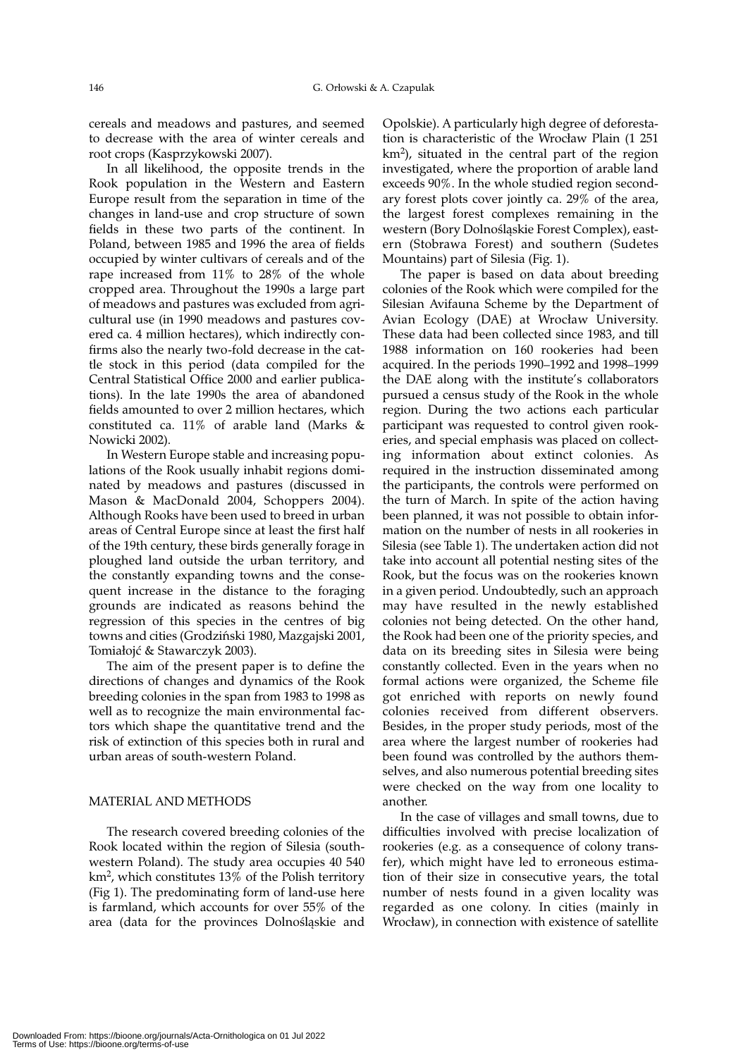cereals and meadows and pastures, and seemed to decrease with the area of winter cereals and root crops (Kasprzykowski 2007).

In all likelihood, the opposite trends in the Rook population in the Western and Eastern Europe result from the separation in time of the changes in land-use and crop structure of sown fields in these two parts of the continent. In Poland, between 1985 and 1996 the area of fields occupied by winter cultivars of cereals and of the rape increased from 11% to 28% of the whole cropped area. Throughout the 1990s a large part of meadows and pastures was excluded from agricultural use (in 1990 meadows and pastures covered ca. 4 million hectares), which indirectly confirms also the nearly two-fold decrease in the cattle stock in this period (data compiled for the Central Statistical Office 2000 and earlier publications). In the late 1990s the area of abandoned fields amounted to over 2 million hectares, which constituted ca. 11% of arable land (Marks & Nowicki 2002).

In Western Europe stable and increasing populations of the Rook usually inhabit regions dominated by meadows and pastures (discussed in Mason & MacDonald 2004, Schoppers 2004). Although Rooks have been used to breed in urban areas of Central Europe since at least the first half of the 19th century, these birds generally forage in ploughed land outside the urban territory, and the constantly expanding towns and the consequent increase in the distance to the foraging grounds are indicated as reasons behind the regression of this species in the centres of big towns and cities (Grodziński 1980, Mazgajski 2001, Tomiałojć & Stawarczyk 2003).

The aim of the present paper is to define the directions of changes and dynamics of the Rook breeding colonies in the span from 1983 to 1998 as well as to recognize the main environmental factors which shape the quantitative trend and the risk of extinction of this species both in rural and urban areas of south-western Poland.

## MATERIAL AND METHODS

The research covered breeding colonies of the Rook located within the region of Silesia (south-western Poland). The study area occupies 40 540 km$^2$, which constitutes 13% of the Polish territory (Fig 1). The predominating form of land-use here is farmland, which accounts for over 55% of the area (data for the provinces Dolnośląskie and Opolskie). A particularly high degree of deforestation is characteristic of the Wrocław Plain (1 251 km$^2$), situated in the central part of the region investigated, where the proportion of arable land exceeds 90%. In the whole studied region secondary forest plots cover jointly ca. 29% of the area, the largest forest complexes remaining in the western (Bory Dolnośląskie Forest Complex), eastern (Stobrawa Forest) and southern (Sudetes Mountains) part of Silesia (Fig. 1).

The paper is based on data about breeding colonies of the Rook which were compiled for the Silesian Avifauna Scheme by the Department of Avian Ecology (DAE) at Wrocław University. These data had been collected since 1983, and till 1988 information on 160 rookeries had been acquired. In the periods 1990–1992 and 1998–1999 the DAE along with the institute's collaborators pursued a census study of the Rook in the whole region. During the two actions each particular participant was requested to control given rookeries, and special emphasis was placed on collecting information about extinct colonies. As required in the instruction disseminated among the participants, the controls were performed on the turn of March. In spite of the action having been planned, it was not possible to obtain information on the number of nests in all rookeries in Silesia (see Table 1). The undertaken action did not take into account all potential nesting sites of the Rook, but the focus was on the rookeries known in a given period. Undoubtedly, such an approach may have resulted in the newly established colonies not being detected. On the other hand, the Rook had been one of the priority species, and data on its breeding sites in Silesia were being constantly collected. Even in the years when no formal actions were organized, the Scheme file got enriched with reports on newly found colonies received from different observers. Besides, in the proper study periods, most of the area where the largest number of rookeries had been found was controlled by the authors themselves, and also numerous potential breeding sites were checked on the way from one locality to another.

In the case of villages and small towns, due to difficulties involved with precise localization of rookeries (e.g. as a consequence of colony transfer), which might have led to erroneous estimation of their size in consecutive years, the total number of nests found in a given locality was regarded as one colony. In cities (mainly in Wrocław), in connection with existence of satellite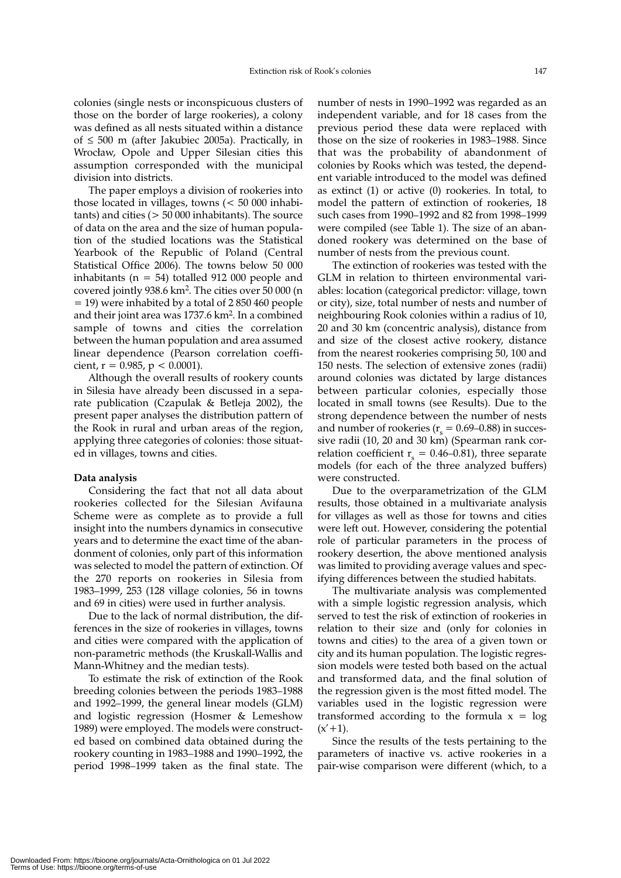colonies (single nests or inconspicuous clusters of those on the border of large rookeries), a colony was defined as all nests situated within a distance of ≤ 500 m (after Jakubiec 2005a). Practically, in Wrocław, Opole and Upper Silesian cities this assumption corresponded with the municipal division into districts.

The paper employs a division of rookeries into those located in villages, towns (< 50 000 inhabitants) and cities (> 50 000 inhabitants). The source of data on the area and the size of human population of the studied locations was the Statistical Yearbook of the Republic of Poland (Central Statistical Office 2006). The towns below 50 000 inhabitants (n = 54) totalled 912 000 people and covered jointly 938.6 km$^2$. The cities over 50 000 (n = 19) were inhabited by a total of 2 850 460 people and their joint area was 1737.6 km$^2$. In a combined sample of towns and cities the correlation between the human population and area assumed linear dependence (Pearson correlation coefficient, $r = 0.985$, $p < 0.0001$).

Although the overall results of rookery counts in Silesia have already been discussed in a separate publication (Czapulak & Betleja 2002), the present paper analyses the distribution pattern of the Rook in rural and urban areas of the region, applying three categories of colonies: those situated in villages, towns and cities.

**Data analysis**

Considering the fact that not all data about rookeries collected for the Silesian Avifauna Scheme were as complete as to provide a full insight into the numbers dynamics in consecutive years and to determine the exact time of the abandonment of colonies, only part of this information was selected to model the pattern of extinction. Of the 270 reports on rookeries in Silesia from 1983–1999, 253 (128 village colonies, 56 in towns and 69 in cities) were used in further analysis.

Due to the lack of normal distribution, the differences in the size of rookeries in villages, towns and cities were compared with the application of non-parametric methods (the Kruskall-Wallis and Mann-Whitney and the median tests).

To estimate the risk of extinction of the Rook breeding colonies between the periods 1983–1988 and 1992–1999, the general linear models (GLM) and logistic regression (Hosmer & Lemeshow 1989) were employed. The models were constructed based on combined data obtained during the rookery counting in 1983–1988 and 1990–1992, the period 1998–1999 taken as the final state. The number of nests in 1990–1992 was regarded as an independent variable, and for 18 cases from the previous period these data were replaced with those on the size of rookeries in 1983–1988. Since that was the probability of abandonment of colonies by Rooks which was tested, the dependent variable introduced to the model was defined as extinct (1) or active (0) rookeries. In total, to model the pattern of extinction of rookeries, 18 such cases from 1990–1992 and 82 from 1998–1999 were compiled (see Table 1). The size of an abandoned rookery was determined on the base of number of nests from the previous count.

The extinction of rookeries was tested with the GLM in relation to thirteen environmental variables: location (categorical predictor: village, town or city), size, total number of nests and number of neighbouring Rook colonies within a radius of 10, 20 and 30 km (concentric analysis), distance from and size of the closest active rookery, distance from the nearest rookeries comprising 50, 100 and 150 nests. The selection of extensive zones (radii) around colonies was dictated by large distances between particular colonies, especially those located in small towns (see Results). Due to the strong dependence between the number of nests and number of rookeries ($r_s = 0.69$–$0.88$) in successive radii (10, 20 and 30 km) (Spearman rank correlation coefficient $r_s = 0.46$–$0.81$), three separate models (for each of the three analyzed buffers) were constructed.

Due to the overparametrization of the GLM results, those obtained in a multivariate analysis for villages as well as those for towns and cities were left out. However, considering the potential role of particular parameters in the process of rookery desertion, the above mentioned analysis was limited to providing average values and specifying differences between the studied habitats.

The multivariate analysis was complemented with a simple logistic regression analysis, which served to test the risk of extinction of rookeries in relation to their size and (only for colonies in towns and cities) to the area of a given town or city and its human population. The logistic regression models were tested both based on the actual and transformed data, and the final solution of the regression given is the most fitted model. The variables used in the logistic regression were transformed according to the formula $x = \log(x'+1)$.

Since the results of the tests pertaining to the parameters of inactive vs. active rookeries in a pair-wise comparison were different (which, to a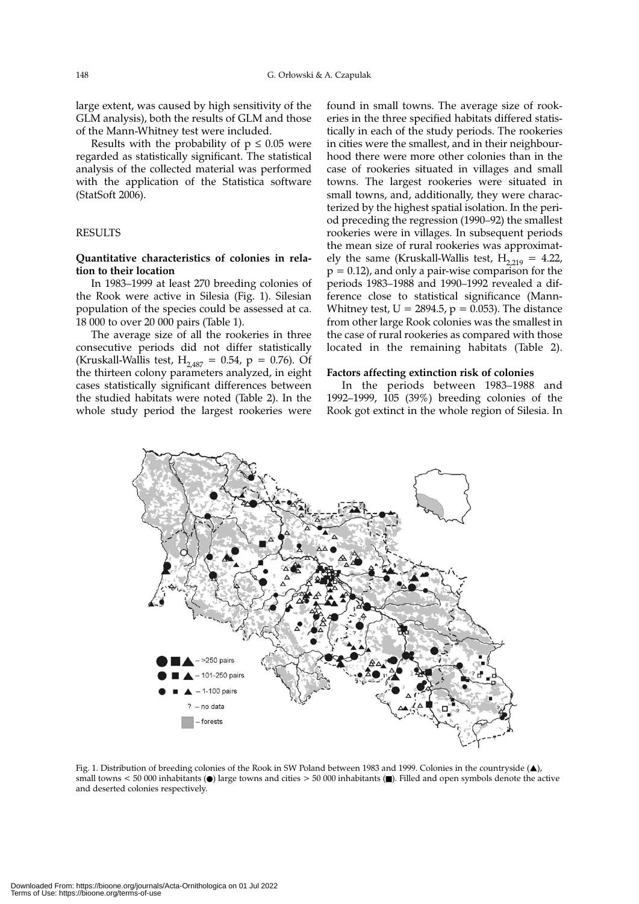large extent, was caused by high sensitivity of the GLM analysis), both the results of GLM and those of the Mann-Whitney test were included.

Results with the probability of $p \leq 0.05$ were regarded as statistically significant. The statistical analysis of the collected material was performed with the application of the Statistica software (StatSoft 2006).

## RESULTS

### Quantitative characteristics of colonies in relation to their location

In 1983–1999 at least 270 breeding colonies of the Rook were active in Silesia (Fig. 1). Silesian population of the species could be assessed at ca. 18 000 to over 20 000 pairs (Table 1).

The average size of all the rookeries in three consecutive periods did not differ statistically (Kruskall-Wallis test, $H_{2,487} = 0.54$, $p = 0.76$). Of the thirteen colony parameters analyzed, in eight cases statistically significant differences between the studied habitats were noted (Table 2). In the whole study period the largest rookeries were found in small towns. The average size of rookeries in the three specified habitats differed statistically in each of the study periods. The rookeries in cities were the smallest, and in their neighbourhood there were more other colonies than in the case of rookeries situated in villages and small towns. The largest rookeries were situated in small towns, and, additionally, they were characterized by the highest spatial isolation. In the period preceding the regression (1990–92) the smallest rookeries were in villages. In subsequent periods the mean size of rural rookeries was approximately the same (Kruskall-Wallis test, $H_{2,219} = 4.22$, $p = 0.12$), and only a pair-wise comparison for the periods 1983–1988 and 1990–1992 revealed a difference close to statistical significance (Mann-Whitney test, $U = 2894.5$, $p = 0.053$). The distance from other large Rook colonies was the smallest in the case of rural rookeries as compared with those located in the remaining habitats (Table 2).

### Factors affecting extinction risk of colonies

In the periods between 1983–1988 and 1992–1999, 105 (39%) breeding colonies of the Rook got extinct in the whole region of Silesia. In

Fig. 1. Distribution of breeding colonies of the Rook in SW Poland between 1983 and 1999. Colonies in the countryside (▲), small towns < 50 000 inhabitants (●) large towns and cities > 50 000 inhabitants (■). Filled and open symbols denote the active and deserted colonies respectively.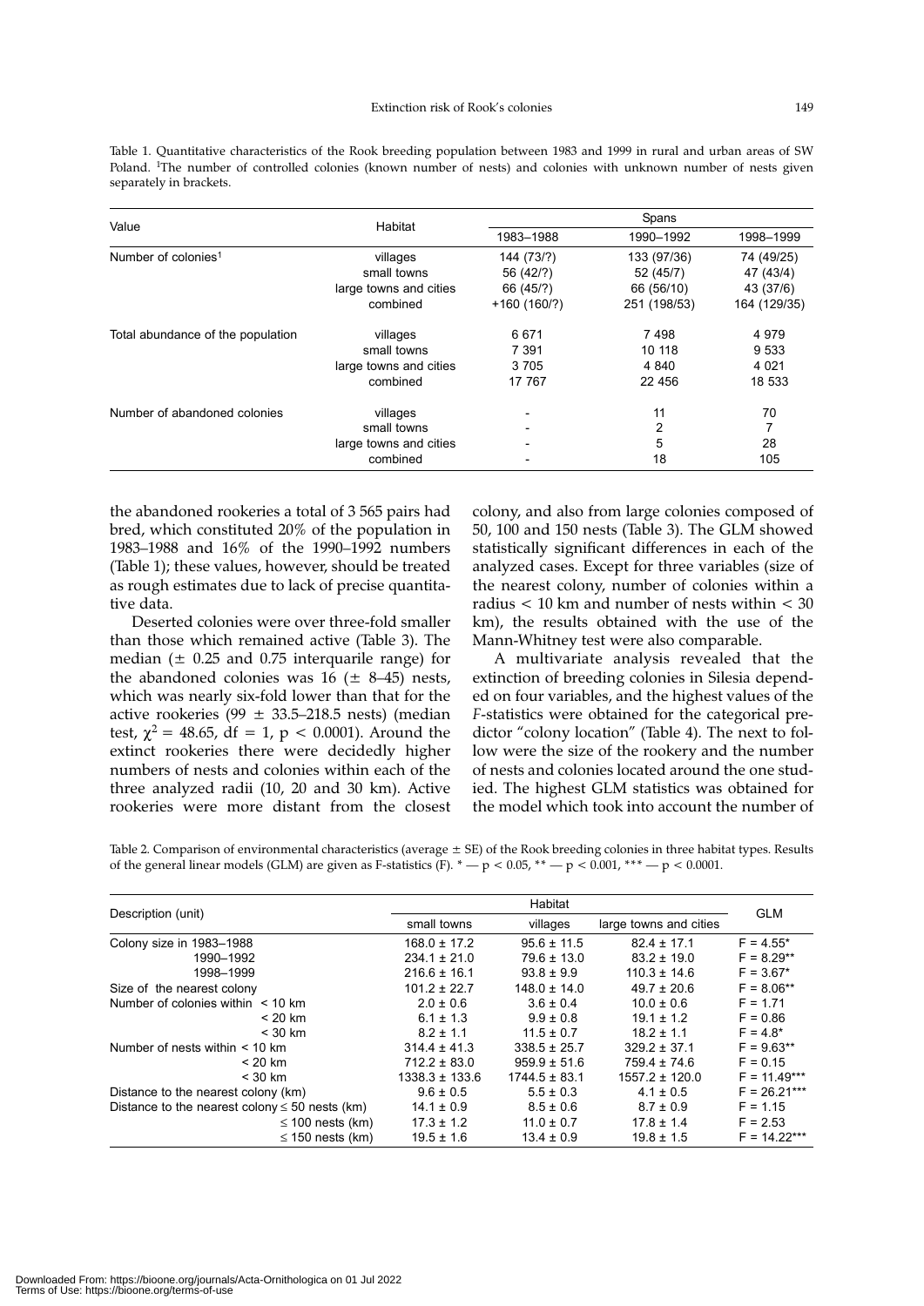Table 1. Quantitative characteristics of the Rook breeding population between 1983 and 1999 in rural and urban areas of SW Poland. [1]The number of controlled colonies (known number of nests) and colonies with unknown number of nests given separately in brackets.

| Value | Habitat | Spans | | |
|---|---|---|---|---|
| | | 1983–1988 | 1990–1992 | 1998–1999 |
| Number of colonies[1] | villages | 144 (73/?) | 133 (97/36) | 74 (49/25) |
| | small towns | 56 (42/?) | 52 (45/7) | 47 (43/4) |
| | large towns and cities | 66 (45/?) | 66 (56/10) | 43 (37/6) |
| | combined | +160 (160/?) | 251 (198/53) | 164 (129/35) |
| Total abundance of the population | villages | 6 671 | 7 498 | 4 979 |
| | small towns | 7 391 | 10 118 | 9 533 |
| | large towns and cities | 3 705 | 4 840 | 4 021 |
| | combined | 17 767 | 22 456 | 18 533 |
| Number of abandoned colonies | villages | - | 11 | 70 |
| | small towns | - | 2 | 7 |
| | large towns and cities | - | 5 | 28 |
| | combined | - | 18 | 105 |

the abandoned rookeries a total of 3 565 pairs had bred, which constituted 20% of the population in 1983–1988 and 16% of the 1990–1992 numbers (Table 1); these values, however, should be treated as rough estimates due to lack of precise quantitative data.

Deserted colonies were over three-fold smaller than those which remained active (Table 3). The median (± 0.25 and 0.75 interquarile range) for the abandoned colonies was 16 (± 8–45) nests, which was nearly six-fold lower than that for the active rookeries (99 ± 33.5–218.5 nests) (median test, $\chi^2 = 48.65$, df = 1, $p < 0.0001$). Around the extinct rookeries there were decidedly higher numbers of nests and colonies within each of the three analyzed radii (10, 20 and 30 km). Active rookeries were more distant from the closest colony, and also from large colonies composed of 50, 100 and 150 nests (Table 3). The GLM showed statistically significant differences in each of the analyzed cases. Except for three variables (size of the nearest colony, number of colonies within a radius < 10 km and number of nests within < 30 km), the results obtained with the use of the Mann-Whitney test were also comparable.

A multivariate analysis revealed that the extinction of breeding colonies in Silesia depended on four variables, and the highest values of the *F*-statistics were obtained for the categorical predictor "colony location" (Table 4). The next to follow were the size of the rookery and the number of nests and colonies located around the one studied. The highest GLM statistics was obtained for the model which took into account the number of

Table 2. Comparison of environmental characteristics (average ± SE) of the Rook breeding colonies in three habitat types. Results of the general linear models (GLM) are given as F-statistics (F). * — $p < 0.05$, ** — $p < 0.001$, *** — $p < 0.0001$.

| Description (unit) | Habitat | | | GLM |
|---|---|---|---|---|
| | small towns | villages | large towns and cities | |
| Colony size in 1983–1988 | 168.0 ± 17.2 | 95.6 ± 11.5 | 82.4 ± 17.1 | F = 4.55* |
| 1990–1992 | 234.1 ± 21.0 | 79.6 ± 13.0 | 83.2 ± 19.0 | F = 8.29** |
| 1998–1999 | 216.6 ± 16.1 | 93.8 ± 9.9 | 110.3 ± 14.6 | F = 3.67* |
| Size of the nearest colony | 101.2 ± 22.7 | 148.0 ± 14.0 | 49.7 ± 20.6 | F = 8.06** |
| Number of colonies within < 10 km | 2.0 ± 0.6 | 3.6 ± 0.4 | 10.0 ± 0.6 | F = 1.71 |
| < 20 km | 6.1 ± 1.3 | 9.9 ± 0.8 | 19.1 ± 1.2 | F = 0.86 |
| < 30 km | 8.2 ± 1.1 | 11.5 ± 0.7 | 18.2 ± 1.1 | F = 4.8* |
| Number of nests within < 10 km | 314.4 ± 41.3 | 338.5 ± 25.7 | 329.2 ± 37.1 | F = 9.63** |
| < 20 km | 712.2 ± 83.0 | 959.9 ± 51.6 | 759.4 ± 74.6 | F = 0.15 |
| < 30 km | 1338.3 ± 133.6 | 1744.5 ± 83.1 | 1557.2 ± 120.0 | F = 11.49*** |
| Distance to the nearest colony (km) | 9.6 ± 0.5 | 5.5 ± 0.3 | 4.1 ± 0.5 | F = 26.21*** |
| Distance to the nearest colony ≤ 50 nests (km) | 14.1 ± 0.9 | 8.5 ± 0.6 | 8.7 ± 0.9 | F = 1.15 |
| ≤ 100 nests (km) | 17.3 ± 1.2 | 11.0 ± 0.7 | 17.8 ± 1.4 | F = 2.53 |
| ≤ 150 nests (km) | 19.5 ± 1.6 | 13.4 ± 0.9 | 19.8 ± 1.5 | F = 14.22*** |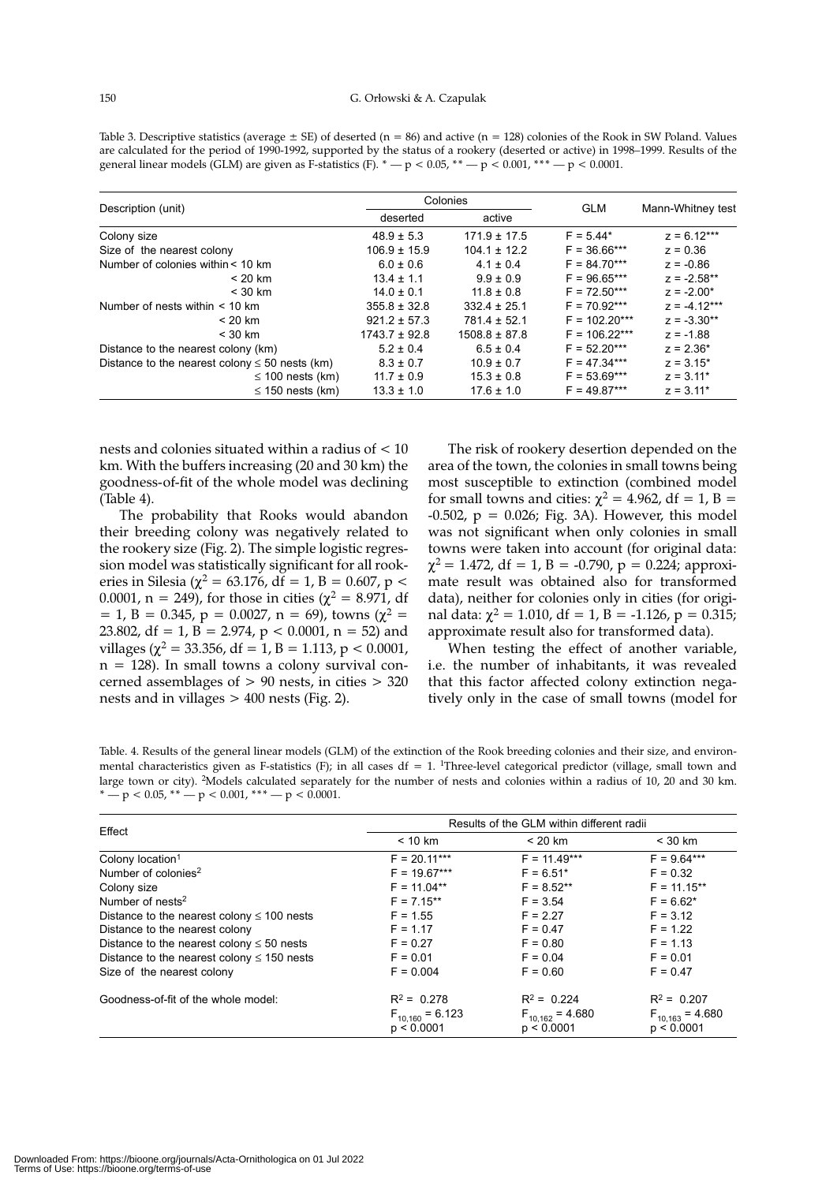Table 3. Descriptive statistics (average ± SE) of deserted (n = 86) and active (n = 128) colonies of the Rook in SW Poland. Values are calculated for the period of 1990-1992, supported by the status of a rookery (deserted or active) in 1998–1999. Results of the general linear models (GLM) are given as F-statistics (F). * — p < 0.05, ** — p < 0.001, *** — p < 0.0001.

| Description (unit) | Colonies | | GLM | Mann-Whitney test |
|---|---|---|---|---|
| | deserted | active | | |
| Colony size | 48.9 ± 5.3 | 171.9 ± 17.5 | F = 5.44* | z = 6.12*** |
| Size of the nearest colony | 106.9 ± 15.9 | 104.1 ± 12.2 | F = 36.66*** | z = 0.36 |
| Number of colonies within < 10 km | 6.0 ± 0.6 | 4.1 ± 0.4 | F = 84.70*** | z = -0.86 |
| < 20 km | 13.4 ± 1.1 | 9.9 ± 0.9 | F = 96.65*** | z = -2.58** |
| < 30 km | 14.0 ± 0.1 | 11.8 ± 0.8 | F = 72.50*** | z = -2.00* |
| Number of nests within < 10 km | 355.8 ± 32.8 | 332.4 ± 25.1 | F = 70.92*** | z = -4.12*** |
| < 20 km | 921.2 ± 57.3 | 781.4 ± 52.1 | F = 102.20*** | z = -3.30** |
| < 30 km | 1743.7 ± 92.8 | 1508.8 ± 87.8 | F = 106.22*** | z = -1.88 |
| Distance to the nearest colony (km) | 5.2 ± 0.4 | 6.5 ± 0.4 | F = 52.20*** | z = 2.36* |
| Distance to the nearest colony ≤ 50 nests (km) | 8.3 ± 0.7 | 10.9 ± 0.7 | F = 47.34*** | z = 3.15* |
| ≤ 100 nests (km) | 11.7 ± 0.9 | 15.3 ± 0.8 | F = 53.69*** | z = 3.11* |
| ≤ 150 nests (km) | 13.3 ± 1.0 | 17.6 ± 1.0 | F = 49.87*** | z = 3.11* |

nests and colonies situated within a radius of < 10 km. With the buffers increasing (20 and 30 km) the goodness-of-fit of the whole model was declining (Table 4).

The probability that Rooks would abandon their breeding colony was negatively related to the rookery size (Fig. 2). The simple logistic regression model was statistically significant for all rookeries in Silesia ($\chi^2$ = 63.176, df = 1, B = 0.607, p < 0.0001, n = 249), for those in cities ($\chi^2$ = 8.971, df = 1, B = 0.345, p = 0.0027, n = 69), towns ($\chi^2$ = 23.802, df = 1, B = 2.974, p < 0.0001, n = 52) and villages ($\chi^2$ = 33.356, df = 1, B = 1.113, p < 0.0001, n = 128). In small towns a colony survival concerned assemblages of > 90 nests, in cities > 320 nests and in villages > 400 nests (Fig. 2).

The risk of rookery desertion depended on the area of the town, the colonies in small towns being most susceptible to extinction (combined model for small towns and cities: $\chi^2$ = 4.962, df = 1, B = -0.502, p = 0.026; Fig. 3A). However, this model was not significant when only colonies in small towns were taken into account (for original data: $\chi^2$ = 1.472, df = 1, B = -0.790, p = 0.224; approximate result was obtained also for transformed data), neither for colonies only in cities (for original data: $\chi^2$ = 1.010, df = 1, B = -1.126, p = 0.315; approximate result also for transformed data).

When testing the effect of another variable, i.e. the number of inhabitants, it was revealed that this factor affected colony extinction negatively only in the case of small towns (model for

Table. 4. Results of the general linear models (GLM) of the extinction of the Rook breeding colonies and their size, and environmental characteristics given as F-statistics (F); in all cases df = 1. [1]Three-level categorical predictor (village, small town and large town or city). [2]Models calculated separately for the number of nests and colonies within a radius of 10, 20 and 30 km. * — p < 0.05, ** — p < 0.001, *** — p < 0.0001.

| Effect | Results of the GLM within different radii | | |
|---|---|---|---|
| | < 10 km | < 20 km | < 30 km |
| Colony location[1] | F = 20.11*** | F = 11.49*** | F = 9.64*** |
| Number of colonies[2] | F = 19.67*** | F = 6.51* | F = 0.32 |
| Colony size | F = 11.04** | F = 8.52** | F = 11.15** |
| Number of nests[2] | F = 7.15** | F = 3.54 | F = 6.62* |
| Distance to the nearest colony ≤ 100 nests | F = 1.55 | F = 2.27 | F = 3.12 |
| Distance to the nearest colony | F = 1.17 | F = 0.47 | F = 1.22 |
| Distance to the nearest colony ≤ 50 nests | F = 0.27 | F = 0.80 | F = 1.13 |
| Distance to the nearest colony ≤ 150 nests | F = 0.01 | F = 0.04 | F = 0.01 |
| Size of the nearest colony | F = 0.004 | F = 0.60 | F = 0.47 |
| Goodness-of-fit of the whole model: | $R^2$ = 0.278; $F_{10,160}$ = 6.123; p < 0.0001 | $R^2$ = 0.224; $F_{10,162}$ = 4.680; p < 0.0001 | $R^2$ = 0.207; $F_{10,163}$ = 4.680; p < 0.0001 |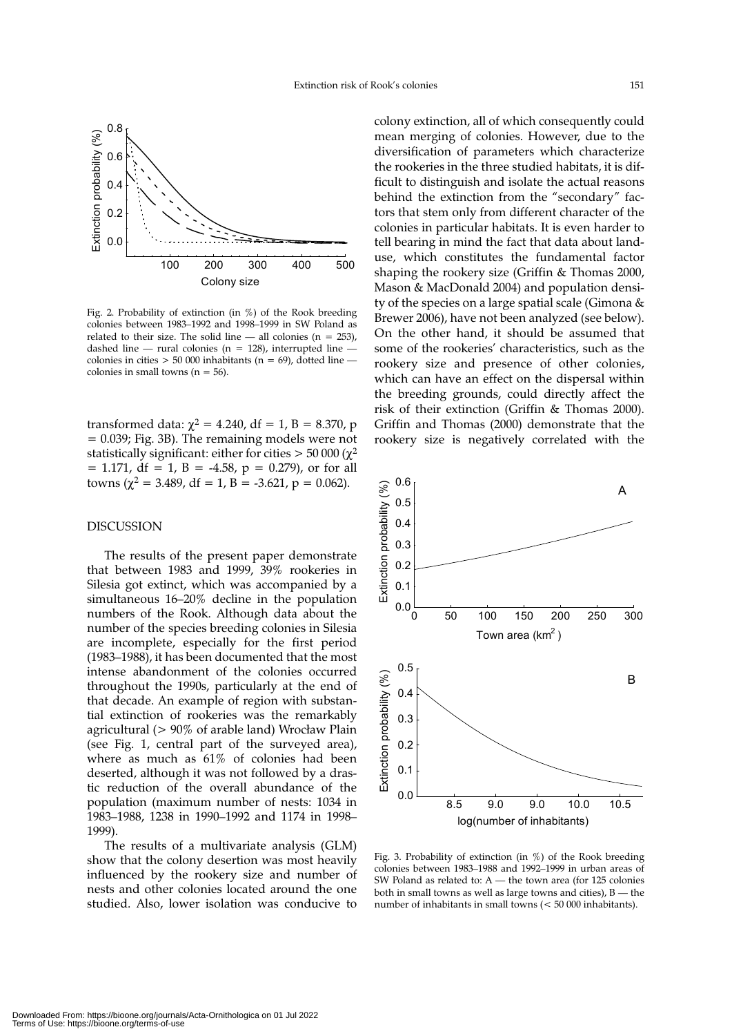Fig. 2. Probability of extinction (in %) of the Rook breeding colonies between 1983–1992 and 1998–1999 in SW Poland as related to their size. The solid line — all colonies (n = 253), dashed line — rural colonies (n = 128), interrupted line — colonies in cities > 50 000 inhabitants (n = 69), dotted line — colonies in small towns (n = 56).

transformed data: $\chi^2 = 4.240$, df = 1, B = 8.370, p = 0.039; Fig. 3B). The remaining models were not statistically significant: either for cities > 50 000 ($\chi^2 = 1.171$, df = 1, B = -4.58, p = 0.279), or for all towns ($\chi^2 = 3.489$, df = 1, B = -3.621, p = 0.062).

## DISCUSSION

The results of the present paper demonstrate that between 1983 and 1999, 39% rookeries in Silesia got extinct, which was accompanied by a simultaneous 16–20% decline in the population numbers of the Rook. Although data about the number of the species breeding colonies in Silesia are incomplete, especially for the first period (1983–1988), it has been documented that the most intense abandonment of the colonies occurred throughout the 1990s, particularly at the end of that decade. An example of region with substantial extinction of rookeries was the remarkably agricultural (> 90% of arable land) Wrocław Plain (see Fig. 1, central part of the surveyed area), where as much as 61% of colonies had been deserted, although it was not followed by a drastic reduction of the overall abundance of the population (maximum number of nests: 1034 in 1983–1988, 1238 in 1990–1992 and 1174 in 1998–1999).

The results of a multivariate analysis (GLM) show that the colony desertion was most heavily influenced by the rookery size and number of nests and other colonies located around the one studied. Also, lower isolation was conducive to colony extinction, all of which consequently could mean merging of colonies. However, due to the diversification of parameters which characterize the rookeries in the three studied habitats, it is difficult to distinguish and isolate the actual reasons behind the extinction from the "secondary" factors that stem only from different character of the colonies in particular habitats. It is even harder to tell bearing in mind the fact that data about land-use, which constitutes the fundamental factor shaping the rookery size (Griffin & Thomas 2000, Mason & MacDonald 2004) and population density of the species on a large spatial scale (Gimona & Brewer 2006), have not been analyzed (see below). On the other hand, it should be assumed that some of the rookeries' characteristics, such as the rookery size and presence of other colonies, which can have an effect on the dispersal within the breeding grounds, could directly affect the risk of their extinction (Griffin & Thomas 2000). Griffin and Thomas (2000) demonstrate that the rookery size is negatively correlated with the

Fig. 3. Probability of extinction (in %) of the Rook breeding colonies between 1983–1988 and 1992–1999 in urban areas of SW Poland as related to: A — the town area (for 125 colonies both in small towns as well as large towns and cities), B — the number of inhabitants in small towns (< 50 000 inhabitants).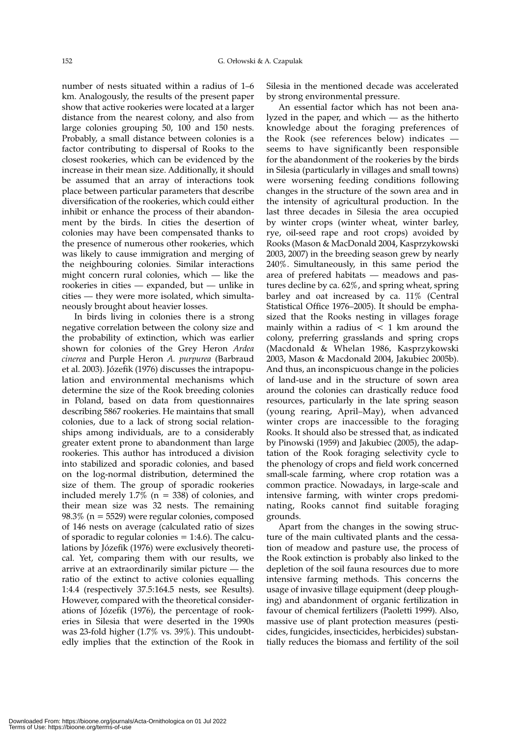number of nests situated within a radius of 1–6 km. Analogously, the results of the present paper show that active rookeries were located at a larger distance from the nearest colony, and also from large colonies grouping 50, 100 and 150 nests. Probably, a small distance between colonies is a factor contributing to dispersal of Rooks to the closest rookeries, which can be evidenced by the increase in their mean size. Additionally, it should be assumed that an array of interactions took place between particular parameters that describe diversification of the rookeries, which could either inhibit or enhance the process of their abandonment by the birds. In cities the desertion of colonies may have been compensated thanks to the presence of numerous other rookeries, which was likely to cause immigration and merging of the neighbouring colonies. Similar interactions might concern rural colonies, which — like the rookeries in cities — expanded, but — unlike in cities — they were more isolated, which simultaneously brought about heavier losses.

In birds living in colonies there is a strong negative correlation between the colony size and the probability of extinction, which was earlier shown for colonies of the Grey Heron *Ardea cinerea* and Purple Heron *A. purpurea* (Barbraud et al. 2003). Józefik (1976) discusses the intrapopulation and environmental mechanisms which determine the size of the Rook breeding colonies in Poland, based on data from questionnaires describing 5867 rookeries. He maintains that small colonies, due to a lack of strong social relationships among individuals, are to a considerably greater extent prone to abandonment than large rookeries. This author has introduced a division into stabilized and sporadic colonies, and based on the log-normal distribution, determined the size of them. The group of sporadic rookeries included merely 1.7% (n = 338) of colonies, and their mean size was 32 nests. The remaining 98.3% (n = 5529) were regular colonies, composed of 146 nests on average (calculated ratio of sizes of sporadic to regular colonies = 1:4.6). The calculations by Józefik (1976) were exclusively theoretical. Yet, comparing them with our results, we arrive at an extraordinarily similar picture — the ratio of the extinct to active colonies equalling 1:4.4 (respectively 37.5:164.5 nests, see Results). However, compared with the theoretical considerations of Józefik (1976), the percentage of rookeries in Silesia that were deserted in the 1990s was 23-fold higher (1.7% vs. 39%). This undoubtedly implies that the extinction of the Rook in Silesia in the mentioned decade was accelerated by strong environmental pressure.

An essential factor which has not been analyzed in the paper, and which — as the hitherto knowledge about the foraging preferences of the Rook (see references below) indicates — seems to have significantly been responsible for the abandonment of the rookeries by the birds in Silesia (particularly in villages and small towns) were worsening feeding conditions following changes in the structure of the sown area and in the intensity of agricultural production. In the last three decades in Silesia the area occupied by winter crops (winter wheat, winter barley, rye, oil-seed rape and root crops) avoided by Rooks (Mason & MacDonald 2004, Kasprzykowski 2003, 2007) in the breeding season grew by nearly 240%. Simultaneously, in this same period the area of prefered habitats — meadows and pastures decline by ca. 62%, and spring wheat, spring barley and oat increased by ca. 11% (Central Statistical Office 1976–2005). It should be emphasized that the Rooks nesting in villages forage mainly within a radius of < 1 km around the colony, preferring grasslands and spring crops (Macdonald & Whelan 1986, Kasprzykowski 2003, Mason & Macdonald 2004, Jakubiec 2005b). And thus, an inconspicuous change in the policies of land-use and in the structure of sown area around the colonies can drastically reduce food resources, particularly in the late spring season (young rearing, April–May), when advanced winter crops are inaccessible to the foraging Rooks. It should also be stressed that, as indicated by Pinowski (1959) and Jakubiec (2005), the adaptation of the Rook foraging selectivity cycle to the phenology of crops and field work concerned small-scale farming, where crop rotation was a common practice. Nowadays, in large-scale and intensive farming, with winter crops predominating, Rooks cannot find suitable foraging grounds.

Apart from the changes in the sowing structure of the main cultivated plants and the cessation of meadow and pasture use, the process of the Rook extinction is probably also linked to the depletion of the soil fauna resources due to more intensive farming methods. This concerns the usage of invasive tillage equipment (deep ploughing) and abandonment of organic fertilization in favour of chemical fertilizers (Paoletti 1999). Also, massive use of plant protection measures (pesticides, fungicides, insecticides, herbicides) substantially reduces the biomass and fertility of the soil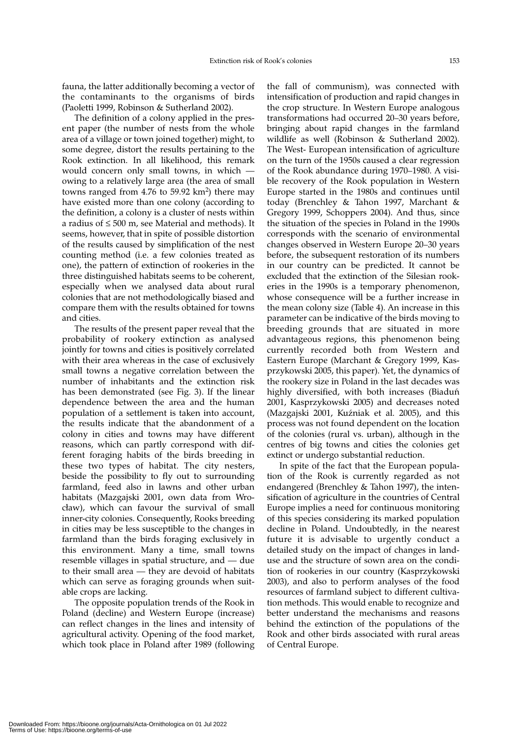fauna, the latter additionally becoming a vector of the contaminants to the organisms of birds (Paoletti 1999, Robinson & Sutherland 2002).

The definition of a colony applied in the present paper (the number of nests from the whole area of a village or town joined together) might, to some degree, distort the results pertaining to the Rook extinction. In all likelihood, this remark would concern only small towns, in which — owing to a relatively large area (the area of small towns ranged from 4.76 to 59.92 km$^2$) there may have existed more than one colony (according to the definition, a colony is a cluster of nests within a radius of ≤ 500 m, see Material and methods). It seems, however, that in spite of possible distortion of the results caused by simplification of the nest counting method (i.e. a few colonies treated as one), the pattern of extinction of rookeries in the three distinguished habitats seems to be coherent, especially when we analysed data about rural colonies that are not methodologically biased and compare them with the results obtained for towns and cities.

The results of the present paper reveal that the probability of rookery extinction as analysed jointly for towns and cities is positively correlated with their area whereas in the case of exclusively small towns a negative correlation between the number of inhabitants and the extinction risk has been demonstrated (see Fig. 3). If the linear dependence between the area and the human population of a settlement is taken into account, the results indicate that the abandonment of a colony in cities and towns may have different reasons, which can partly correspond with different foraging habits of the birds breeding in these two types of habitat. The city nesters, beside the possibility to fly out to surrounding farmland, feed also in lawns and other urban habitats (Mazgajski 2001, own data from Wrocław), which can favour the survival of small inner-city colonies. Consequently, Rooks breeding in cities may be less susceptible to the changes in farmland than the birds foraging exclusively in this environment. Many a time, small towns resemble villages in spatial structure, and — due to their small area — they are devoid of habitats which can serve as foraging grounds when suitable crops are lacking.

The opposite population trends of the Rook in Poland (decline) and Western Europe (increase) can reflect changes in the lines and intensity of agricultural activity. Opening of the food market, which took place in Poland after 1989 (following the fall of communism), was connected with intensification of production and rapid changes in the crop structure. In Western Europe analogous transformations had occurred 20–30 years before, bringing about rapid changes in the farmland wildlife as well (Robinson & Sutherland 2002). The West- European intensification of agriculture on the turn of the 1950s caused a clear regression of the Rook abundance during 1970–1980. A visible recovery of the Rook population in Western Europe started in the 1980s and continues until today (Brenchley & Tahon 1997, Marchant & Gregory 1999, Schoppers 2004). And thus, since the situation of the species in Poland in the 1990s corresponds with the scenario of environmental changes observed in Western Europe 20–30 years before, the subsequent restoration of its numbers in our country can be predicted. It cannot be excluded that the extinction of the Silesian rookeries in the 1990s is a temporary phenomenon, whose consequence will be a further increase in the mean colony size (Table 4). An increase in this parameter can be indicative of the birds moving to breeding grounds that are situated in more advantageous regions, this phenomenon being currently recorded both from Western and Eastern Europe (Marchant & Gregory 1999, Kasprzykowski 2005, this paper). Yet, the dynamics of the rookery size in Poland in the last decades was highly diversified, with both increases (Biaduń 2001, Kasprzykowski 2005) and decreases noted (Mazgajski 2001, Kuźniak et al. 2005), and this process was not found dependent on the location of the colonies (rural vs. urban), although in the centres of big towns and cities the colonies get extinct or undergo substantial reduction.

In spite of the fact that the European population of the Rook is currently regarded as not endangered (Brenchley & Tahon 1997), the intensification of agriculture in the countries of Central Europe implies a need for continuous monitoring of this species considering its marked population decline in Poland. Undoubtedly, in the nearest future it is advisable to urgently conduct a detailed study on the impact of changes in land-use and the structure of sown area on the condition of rookeries in our country (Kasprzykowski 2003), and also to perform analyses of the food resources of farmland subject to different cultivation methods. This would enable to recognize and better understand the mechanisms and reasons behind the extinction of the populations of the Rook and other birds associated with rural areas of Central Europe.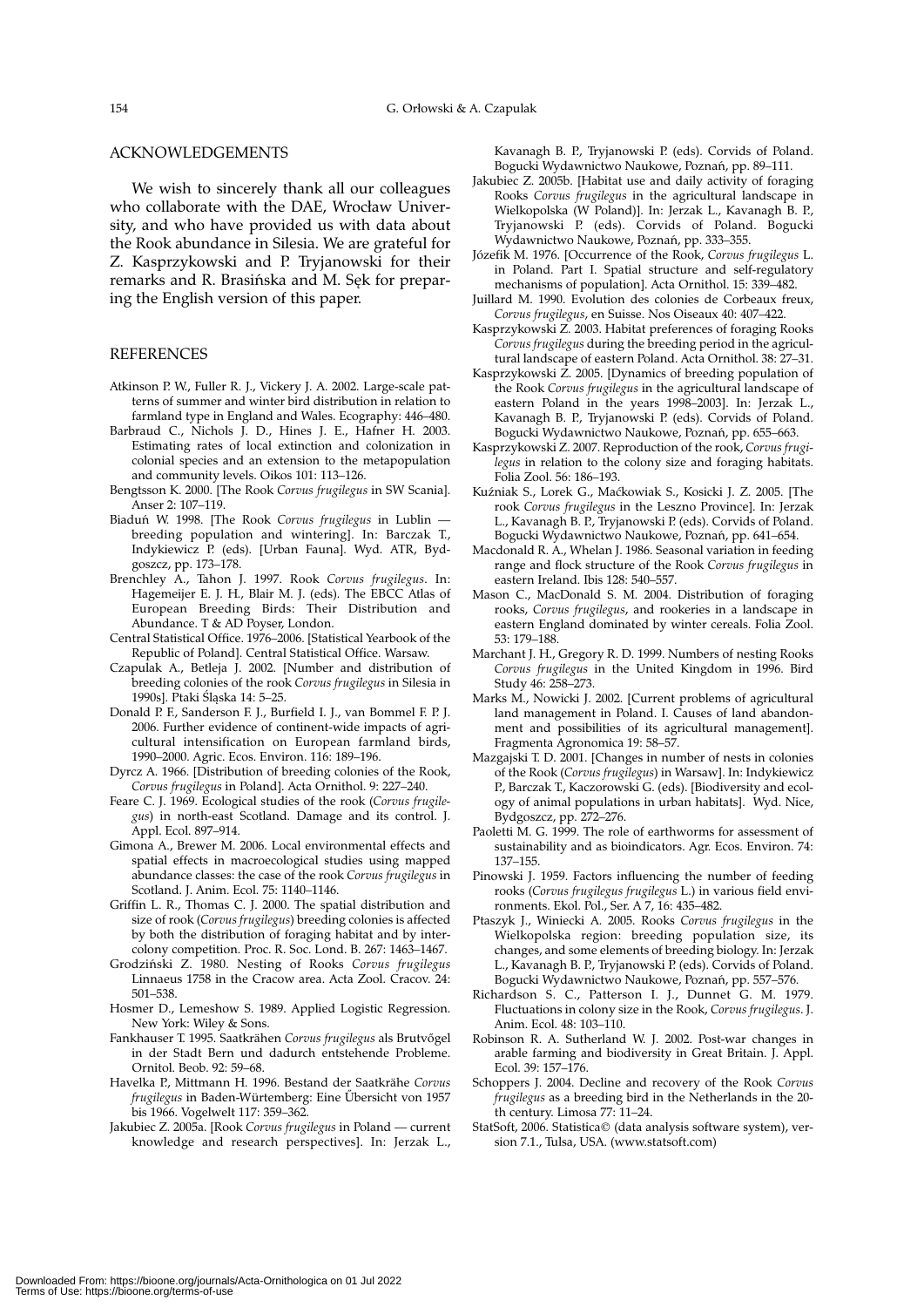## ACKNOWLEDGEMENTS

We wish to sincerely thank all our colleagues who collaborate with the DAE, Wrocław University, and who have provided us with data about the Rook abundance in Silesia. We are grateful for Z. Kasprzykowski and P. Tryjanowski for their remarks and R. Brasińska and M. Sęk for preparing the English version of this paper.

## REFERENCES

Atkinson P. W., Fuller R. J., Vickery J. A. 2002. Large-scale patterns of summer and winter bird distribution in relation to farmland type in England and Wales. Ecography: 446–480.

Barbraud C., Nichols J. D., Hines J. E., Hafner H. 2003. Estimating rates of local extinction and colonization in colonial species and an extension to the metapopulation and community levels. Oikos 101: 113–126.

Bengtsson K. 2000. [The Rook *Corvus frugilegus* in SW Scania]. Anser 2: 107–119.

Biaduń W. 1998. [The Rook *Corvus frugilegus* in Lublin — breeding population and wintering]. In: Barczak T., Indykiewicz P. (eds). [Urban Fauna]. Wyd. ATR, Bydgoszcz, pp. 173–178.

Brenchley A., Tahon J. 1997. Rook *Corvus frugilegus*. In: Hagemeijer E. J. H., Blair M. J. (eds). The EBCC Atlas of European Breeding Birds: Their Distribution and Abundance. T & AD Poyser, London.

Central Statistical Office. 1976–2006. [Statistical Yearbook of the Republic of Poland]. Central Statistical Office. Warsaw.

Czapulak A., Betleja J. 2002. [Number and distribution of breeding colonies of the rook *Corvus frugilegus* in Silesia in 1990s]. Ptaki Śląska 14: 5–25.

Donald P. F., Sanderson F. J., Burfield I. J., van Bommel F. P. J. 2006. Further evidence of continent-wide impacts of agricultural intensification on European farmland birds, 1990–2000. Agric. Ecos. Environ. 116: 189–196.

Dyrcz A. 1966. [Distribution of breeding colonies of the Rook, *Corvus frugilegus* in Poland]. Acta Ornithol. 9: 227–240.

Feare C. J. 1969. Ecological studies of the rook (*Corvus frugilegus*) in north-east Scotland. Damage and its control. J. Appl. Ecol. 897–914.

Gimona A., Brewer M. 2006. Local environmental effects and spatial effects in macroecological studies using mapped abundance classes: the case of the rook *Corvus frugilegus* in Scotland. J. Anim. Ecol. 75: 1140–1146.

Griffin L. R., Thomas C. J. 2000. The spatial distribution and size of rook (*Corvus frugilegus*) breeding colonies is affected by both the distribution of foraging habitat and by intercolony competition. Proc. R. Soc. Lond. B. 267: 1463–1467.

Grodziński Z. 1980. Nesting of Rooks *Corvus frugilegus* Linnaeus 1758 in the Cracow area. Acta Zool. Cracov. 24: 501–538.

Hosmer D., Lemeshow S. 1989. Applied Logistic Regression. New York: Wiley & Sons.

Fankhauser T. 1995. Saatkrähen *Corvus frugilegus* als Brutvőgel in der Stadt Bern und dadurch entstehende Probleme. Ornitol. Beob. 92: 59–68.

Havelka P., Mittmann H. 1996. Bestand der Saatkrähe *Corvus frugilegus* in Baden-Würtemberg: Eine Űbersicht von 1957 bis 1966. Vogelwelt 117: 359–362.

Jakubiec Z. 2005a. [Rook *Corvus frugilegus* in Poland — current knowledge and research perspectives]. In: Jerzak L., Kavanagh B. P., Tryjanowski P. (eds). Corvids of Poland. Bogucki Wydawnictwo Naukowe, Poznań, pp. 89–111.

Jakubiec Z. 2005b. [Habitat use and daily activity of foraging Rooks *Corvus frugilegus* in the agricultural landscape in Wielkopolska (W Poland)]. In: Jerzak L., Kavanagh B. P., Tryjanowski P. (eds). Corvids of Poland. Bogucki Wydawnictwo Naukowe, Poznań, pp. 333–355.

Józefik M. 1976. [Occurrence of the Rook, *Corvus frugilegus* L. in Poland. Part I. Spatial structure and self-regulatory mechanisms of population]. Acta Ornithol. 15: 339–482.

Juillard M. 1990. Evolution des colonies de Corbeaux freux, *Corvus frugilegus*, en Suisse. Nos Oiseaux 40: 407–422.

Kasprzykowski Z. 2003. Habitat preferences of foraging Rooks *Corvus frugilegus* during the breeding period in the agricultural landscape of eastern Poland. Acta Ornithol. 38: 27–31.

Kasprzykowski Z. 2005. [Dynamics of breeding population of the Rook *Corvus frugilegus* in the agricultural landscape of eastern Poland in the years 1998–2003]. In: Jerzak L., Kavanagh B. P., Tryjanowski P. (eds). Corvids of Poland. Bogucki Wydawnictwo Naukowe, Poznań, pp. 655–663.

Kasprzykowski Z. 2007. Reproduction of the rook, *Corvus frugilegus* in relation to the colony size and foraging habitats. Folia Zool. 56: 186–193.

Kuźniak S., Lorek G., Maćkowiak S., Kosicki J. Z. 2005. [The rook *Corvus frugilegus* in the Leszno Province]. In: Jerzak L., Kavanagh B. P., Tryjanowski P. (eds). Corvids of Poland. Bogucki Wydawnictwo Naukowe, Poznań, pp. 641–654.

Macdonald R. A., Whelan J. 1986. Seasonal variation in feeding range and flock structure of the Rook *Corvus frugilegus* in eastern Ireland. Ibis 128: 540–557.

Mason C., MacDonald S. M. 2004. Distribution of foraging rooks, *Corvus frugilegus*, and rookeries in a landscape in eastern England dominated by winter cereals. Folia Zool. 53: 179–188.

Marchant J. H., Gregory R. D. 1999. Numbers of nesting Rooks *Corvus frugilegus* in the United Kingdom in 1996. Bird Study 46: 258–273.

Marks M., Nowicki J. 2002. [Current problems of agricultural land management in Poland. I. Causes of land abandonment and possibilities of its agricultural management]. Fragmenta Agronomica 19: 58–57.

Mazgajski T. D. 2001. [Changes in number of nests in colonies of the Rook (*Corvus frugilegus*) in Warsaw]. In: Indykiewicz P., Barczak T., Kaczorowski G. (eds). [Biodiversity and ecology of animal populations in urban habitats]. Wyd. Nice, Bydgoszcz, pp. 272–276.

Paoletti M. G. 1999. The role of earthworms for assessment of sustainability and as bioindicators. Agr. Ecos. Environ. 74: 137–155.

Pinowski J. 1959. Factors influencing the number of feeding rooks (*Corvus frugilegus frugilegus* L.) in various field environments. Ekol. Pol., Ser. A 7, 16: 435–482.

Ptaszyk J., Winiecki A. 2005. Rooks *Corvus frugilegus* in the Wielkopolska region: breeding population size, its changes, and some elements of breeding biology. In: Jerzak L., Kavanagh B. P., Tryjanowski P. (eds). Corvids of Poland. Bogucki Wydawnictwo Naukowe, Poznań, pp. 557–576.

Richardson S. C., Patterson I. J., Dunnet G. M. 1979. Fluctuations in colony size in the Rook, *Corvus frugilegus*. J. Anim. Ecol. 48: 103–110.

Robinson R. A. Sutherland W. J. 2002. Post-war changes in arable farming and biodiversity in Great Britain. J. Appl. Ecol. 39: 157–176.

Schoppers J. 2004. Decline and recovery of the Rook *Corvus frugilegus* as a breeding bird in the Netherlands in the 20-th century. Limosa 77: 11–24.

StatSoft, 2006. Statistica© (data analysis software system), version 7.1., Tulsa, USA. (www.statsoft.com)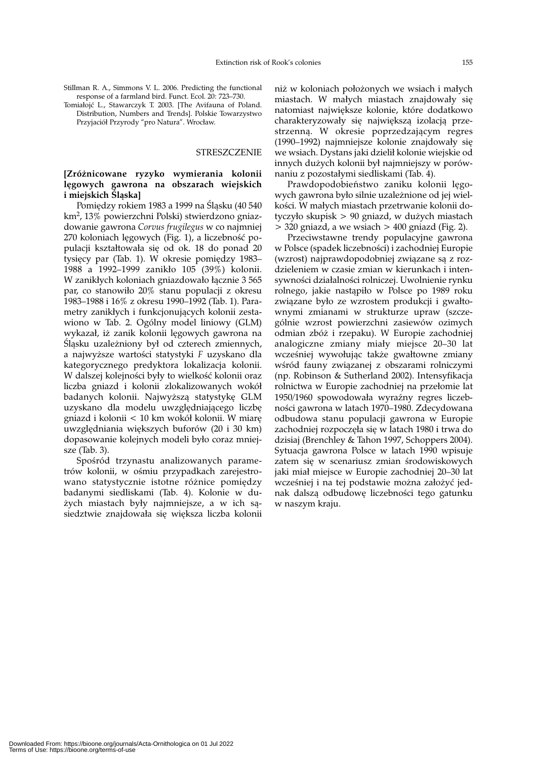Stillman R. A., Simmons V. L. 2006. Predicting the functional response of a farmland bird. Funct. Ecol. 20: 723–730.

Tomiałojć L., Stawarczyk T. 2003. [The Avifauna of Poland. Distribution, Numbers and Trends]. Polskie Towarzystwo Przyjaciół Przyrody "pro Natura". Wrocław.

## STRESZCZENIE

**[Zróżnicowane ryzyko wymierania kolonii lęgowych gawrona na obszarach wiejskich i miejskich Śląska]**

Pomiędzy rokiem 1983 a 1999 na Śląsku (40 540 km$^2$, 13% powierzchni Polski) stwierdzono gniazdowanie gawrona *Corvus frugilegus* w co najmniej 270 koloniach lęgowych (Fig. 1), a liczebność populacji kształtowała się od ok. 18 do ponad 20 tysięcy par (Tab. 1). W okresie pomiędzy 1983–1988 a 1992–1999 zanikło 105 (39%) kolonii. W zanikłych koloniach gniazdowało łącznie 3 565 par, co stanowiło 20% stanu populacji z okresu 1983–1988 i 16% z okresu 1990–1992 (Tab. 1). Parametry zanikłych i funkcjonujących kolonii zestawiono w Tab. 2. Ogólny model liniowy (GLM) wykazał, iż zanik kolonii lęgowych gawrona na Śląsku uzależniony był od czterech zmiennych, a najwyższe wartości statystyki *F* uzyskano dla kategorycznego predyktora lokalizacja kolonii. W dalszej kolejności były to wielkość kolonii oraz liczba gniazd i kolonii zlokalizowanych wokół badanych kolonii. Najwyższą statystykę GLM uzyskano dla modelu uwzględniającego liczbę gniazd i kolonii < 10 km wokół kolonii. W miarę uwzględniania większych buforów (20 i 30 km) dopasowanie kolejnych modeli było coraz mniejsze (Tab. 3).

Spośród trzynastu analizowanych parametrów kolonii, w ośmiu przypadkach zarejestrowano statystycznie istotne różnice pomiędzy badanymi siedliskami (Tab. 4). Kolonie w dużych miastach były najmniejsze, a w ich sąsiedztwie znajdowała się większa liczba kolonii niż w koloniach położonych we wsiach i małych miastach. W małych miastach znajdowały się natomiast największe kolonie, które dodatkowo charakteryzowały się największą izolacją przestrzenną. W okresie poprzedzającym regres (1990–1992) najmniejsze kolonie znajdowały się we wsiach. Dystans jaki dzielił kolonie wiejskie od innych dużych kolonii był najmniejszy w porównaniu z pozostałymi siedliskami (Tab. 4).

Prawdopodobieństwo zaniku kolonii lęgowych gawrona było silnie uzależnione od jej wielkości. W małych miastach przetrwanie kolonii dotyczyło skupisk > 90 gniazd, w dużych miastach > 320 gniazd, a we wsiach > 400 gniazd (Fig. 2).

Przeciwstawne trendy populacyjne gawrona w Polsce (spadek liczebności) i zachodniej Europie (wzrost) najprawdopodobniej związane są z rozdzieleniem w czasie zmian w kierunkach i intensywności działalności rolniczej. Uwolnienie rynku rolnego, jakie nastąpiło w Polsce po 1989 roku związane było ze wzrostem produkcji i gwałtownymi zmianami w strukturze upraw (szczególnie wzrost powierzchni zasiewów ozimych odmian zbóż i rzepaku). W Europie zachodniej analogiczne zmiany miały miejsce 20–30 lat wcześniej wywołując także gwałtowne zmiany wśród fauny związanej z obszarami rolniczymi (np. Robinson & Sutherland 2002). Intensyfikacja rolnictwa w Europie zachodniej na przełomie lat 1950/1960 spowodowała wyraźny regres liczebności gawrona w latach 1970–1980. Zdecydowana odbudowa stanu populacji gawrona w Europie zachodniej rozpoczęła się w latach 1980 i trwa do dzisiaj (Brenchley & Tahon 1997, Schoppers 2004). Sytuacja gawrona Polsce w latach 1990 wpisuje zatem się w scenariusz zmian środowiskowych jaki miał miejsce w Europie zachodniej 20–30 lat wcześniej i na tej podstawie można założyć jednak dalszą odbudowę liczebności tego gatunku w naszym kraju.